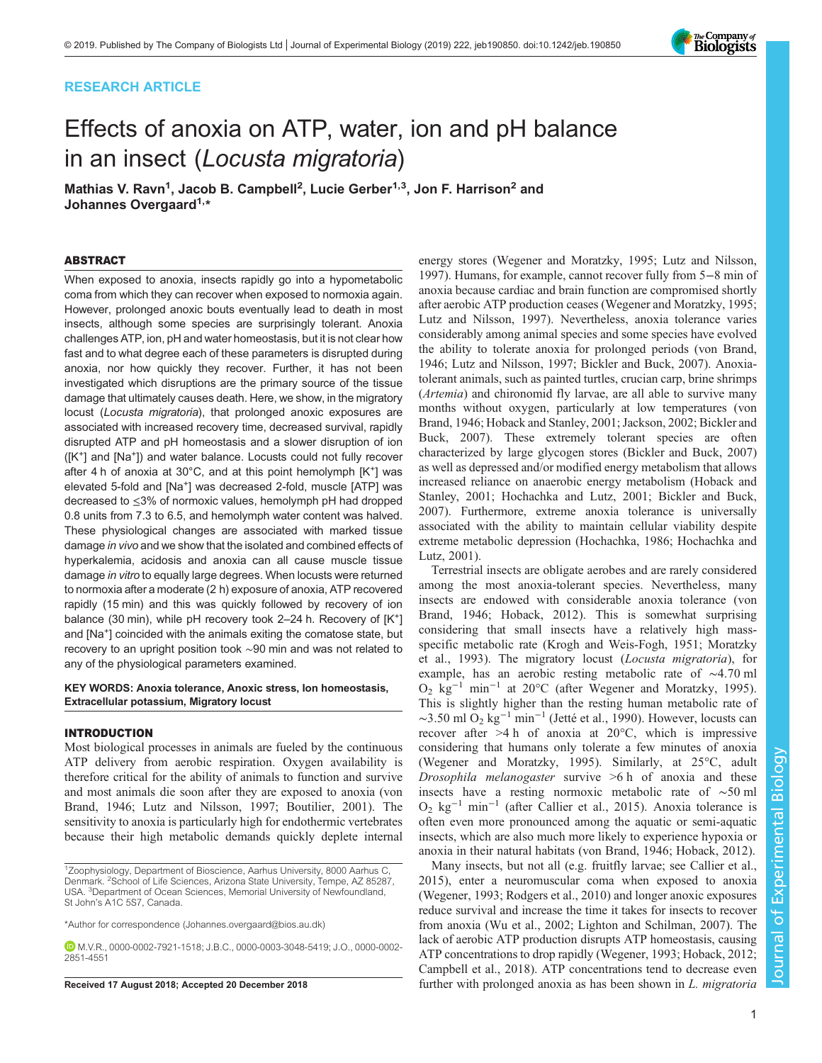RESEARCH ARTICLE

# Effects of anoxia on ATP, water, ion and pH balance in an insect (*Locusta migratoria*)

**Mathias V. Ravn[1], Jacob B. Campbell[2], Lucie Gerber[1,3], Jon F. Harrison[2] and Johannes Overgaard[1,*]**

## ABSTRACT

When exposed to anoxia, insects rapidly go into a hypometabolic coma from which they can recover when exposed to normoxia again. However, prolonged anoxic bouts eventually lead to death in most insects, although some species are surprisingly tolerant. Anoxia challenges ATP, ion, pH and water homeostasis, but it is not clear how fast and to what degree each of these parameters is disrupted during anoxia, nor how quickly they recover. Further, it has not been investigated which disruptions are the primary source of the tissue damage that ultimately causes death. Here, we show, in the migratory locust (*Locusta migratoria*), that prolonged anoxic exposures are associated with increased recovery time, decreased survival, rapidly disrupted ATP and pH homeostasis and a slower disruption of ion ($[K^+]$ and $[Na^+]$) and water balance. Locusts could not fully recover after 4 h of anoxia at 30°C, and at this point hemolymph $[K^+]$ was elevated 5-fold and $[Na^+]$ was decreased 2-fold, muscle [ATP] was decreased to ≤3% of normoxic values, hemolymph pH had dropped 0.8 units from 7.3 to 6.5, and hemolymph water content was halved. These physiological changes are associated with marked tissue damage *in vivo* and we show that the isolated and combined effects of hyperkalemia, acidosis and anoxia can all cause muscle tissue damage *in vitro* to equally large degrees. When locusts were returned to normoxia after a moderate (2 h) exposure of anoxia, ATP recovered rapidly (15 min) and this was quickly followed by recovery of ion balance (30 min), while pH recovery took 2–24 h. Recovery of $[K^+]$ and $[Na^+]$ coincided with the animals exiting the comatose state, but recovery to an upright position took ~90 min and was not related to any of the physiological parameters examined.

**KEY WORDS: Anoxia tolerance, Anoxic stress, Ion homeostasis, Extracellular potassium, Migratory locust**

## INTRODUCTION

Most biological processes in animals are fueled by the continuous ATP delivery from aerobic respiration. Oxygen availability is therefore critical for the ability of animals to function and survive and most animals die soon after they are exposed to anoxia (von Brand, 1946; Lutz and Nilsson, 1997; Boutilier, 2001). The sensitivity to anoxia is particularly high for endothermic vertebrates because their high metabolic demands quickly deplete internal energy stores (Wegener and Moratzky, 1995; Lutz and Nilsson, 1997). Humans, for example, cannot recover fully from 5–8 min of anoxia because cardiac and brain function are compromised shortly after aerobic ATP production ceases (Wegener and Moratzky, 1995; Lutz and Nilsson, 1997). Nevertheless, anoxia tolerance varies considerably among animal species and some species have evolved the ability to tolerate anoxia for prolonged periods (von Brand, 1946; Lutz and Nilsson, 1997; Bickler and Buck, 2007). Anoxia-tolerant animals, such as painted turtles, crucian carp, brine shrimps (*Artemia*) and chironomid fly larvae, are all able to survive many months without oxygen, particularly at low temperatures (von Brand, 1946; Hoback and Stanley, 2001; Jackson, 2002; Bickler and Buck, 2007). These extremely tolerant species are often characterized by large glycogen stores (Bickler and Buck, 2007) as well as depressed and/or modified energy metabolism that allows increased reliance on anaerobic energy metabolism (Hoback and Stanley, 2001; Hochachka and Lutz, 2001; Bickler and Buck, 2007). Furthermore, extreme anoxia tolerance is universally associated with the ability to maintain cellular viability despite extreme metabolic depression (Hochachka, 1986; Hochachka and Lutz, 2001).

Terrestrial insects are obligate aerobes and are rarely considered among the most anoxia-tolerant species. Nevertheless, many insects are endowed with considerable anoxia tolerance (von Brand, 1946; Hoback, 2012). This is somewhat surprising considering that small insects have a relatively high mass-specific metabolic rate (Krogh and Weis-Fogh, 1951; Moratzky et al., 1993). The migratory locust (*Locusta migratoria*), for example, has an aerobic resting metabolic rate of ~4.70 ml $O_2$ $kg^{-1}$ $min^{-1}$ at 20°C (after Wegener and Moratzky, 1995). This is slightly higher than the resting human metabolic rate of ~3.50 ml $O_2$ $kg^{-1}$ $min^{-1}$ (Jetté et al., 1990). However, locusts can recover after >4 h of anoxia at 20°C, which is impressive considering that humans only tolerate a few minutes of anoxia (Wegener and Moratzky, 1995). Similarly, at 25°C, adult *Drosophila melanogaster* survive >6 h of anoxia and these insects have a resting normoxic metabolic rate of ~50 ml $O_2$ $kg^{-1}$ $min^{-1}$ (after Callier et al., 2015). Anoxia tolerance is often even more pronounced among the aquatic or semi-aquatic insects, which are also much more likely to experience hypoxia or anoxia in their natural habitats (von Brand, 1946; Hoback, 2012).

Many insects, but not all (e.g. fruitfly larvae; see Callier et al., 2015), enter a neuromuscular coma when exposed to anoxia (Wegener, 1993; Rodgers et al., 2010) and longer anoxic exposures reduce survival and increase the time it takes for insects to recover from anoxia (Wu et al., 2002; Lighton and Schilman, 2007). The lack of aerobic ATP production disrupts ATP homeostasis, causing ATP concentrations to drop rapidly (Wegener, 1993; Hoback, 2012; Campbell et al., 2018). ATP concentrations tend to decrease even further with prolonged anoxia as has been shown in *L. migratoria*

---

[1]Zoophysiology, Department of Bioscience, Aarhus University, 8000 Aarhus C, Denmark. [2]School of Life Sciences, Arizona State University, Tempe, AZ 85287, USA. [3]Department of Ocean Sciences, Memorial University of Newfoundland, St John's A1C 5S7, Canada.

*Author for correspondence (Johannes.overgaard@bios.au.dk)

M.V.R., 0000-0002-7921-1518; J.B.C., 0000-0003-3048-5419; J.O., 0000-0002-2851-4551

**Received 17 August 2018; Accepted 20 December 2018**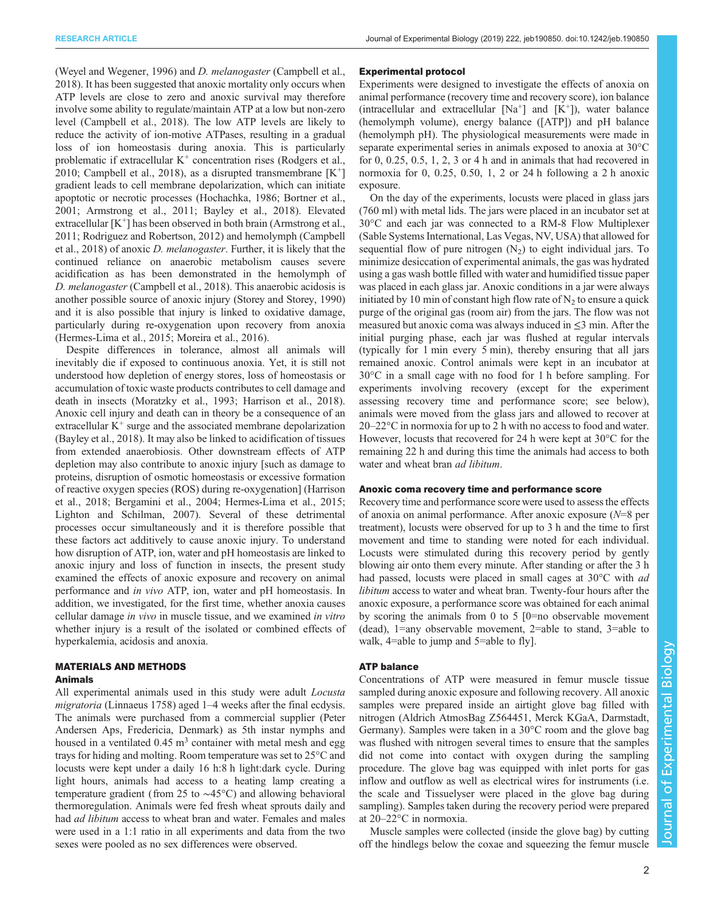(Weyel and Wegener, 1996) and *D. melanogaster* (Campbell et al., 2018). It has been suggested that anoxic mortality only occurs when ATP levels are close to zero and anoxic survival may therefore involve some ability to regulate/maintain ATP at a low but non-zero level (Campbell et al., 2018). The low ATP levels are likely to reduce the activity of ion-motive ATPases, resulting in a gradual loss of ion homeostasis during anoxia. This is particularly problematic if extracellular $K^+$ concentration rises (Rodgers et al., 2010; Campbell et al., 2018), as a disrupted transmembrane $[K^+]$ gradient leads to cell membrane depolarization, which can initiate apoptotic or necrotic processes (Hochachka, 1986; Bortner et al., 2001; Armstrong et al., 2011; Bayley et al., 2018). Elevated extracellular $[K^+]$ has been observed in both brain (Armstrong et al., 2011; Rodriguez and Robertson, 2012) and hemolymph (Campbell et al., 2018) of anoxic *D. melanogaster*. Further, it is likely that the continued reliance on anaerobic metabolism causes severe acidification as has been demonstrated in the hemolymph of *D. melanogaster* (Campbell et al., 2018). This anaerobic acidosis is another possible source of anoxic injury (Storey and Storey, 1990) and it is also possible that injury is linked to oxidative damage, particularly during re-oxygenation upon recovery from anoxia (Hermes-Lima et al., 2015; Moreira et al., 2016).

Despite differences in tolerance, almost all animals will inevitably die if exposed to continuous anoxia. Yet, it is still not understood how depletion of energy stores, loss of homeostasis or accumulation of toxic waste products contributes to cell damage and death in insects (Moratzky et al., 1993; Harrison et al., 2018). Anoxic cell injury and death can in theory be a consequence of an extracellular $K^+$ surge and the associated membrane depolarization (Bayley et al., 2018). It may also be linked to acidification of tissues from extended anaerobiosis. Other downstream effects of ATP depletion may also contribute to anoxic injury [such as damage to proteins, disruption of osmotic homeostasis or excessive formation of reactive oxygen species (ROS) during re-oxygenation] (Harrison et al., 2018; Bergamini et al., 2004; Hermes-Lima et al., 2015; Lighton and Schilman, 2007). Several of these detrimental processes occur simultaneously and it is therefore possible that these factors act additively to cause anoxic injury. To understand how disruption of ATP, ion, water and pH homeostasis are linked to anoxic injury and loss of function in insects, the present study examined the effects of anoxic exposure and recovery on animal performance and *in vivo* ATP, ion, water and pH homeostasis. In addition, we investigated, for the first time, whether anoxia causes cellular damage *in vivo* in muscle tissue, and we examined *in vitro* whether injury is a result of the isolated or combined effects of hyperkalemia, acidosis and anoxia.

## MATERIALS AND METHODS

### Animals

All experimental animals used in this study were adult *Locusta migratoria* (Linnaeus 1758) aged 1–4 weeks after the final ecdysis. The animals were purchased from a commercial supplier (Peter Andersen Aps, Fredericia, Denmark) as 5th instar nymphs and housed in a ventilated 0.45 $m^3$ container with metal mesh and egg trays for hiding and molting. Room temperature was set to 25°C and locusts were kept under a daily 16 h:8 h light:dark cycle. During light hours, animals had access to a heating lamp creating a temperature gradient (from 25 to ~45°C) and allowing behavioral thermoregulation. Animals were fed fresh wheat sprouts daily and had *ad libitum* access to wheat bran and water. Females and males were used in a 1:1 ratio in all experiments and data from the two sexes were pooled as no sex differences were observed.

### Experimental protocol

Experiments were designed to investigate the effects of anoxia on animal performance (recovery time and recovery score), ion balance (intracellular and extracellular $[Na^+]$ and $[K^+]$), water balance (hemolymph volume), energy balance ([ATP]) and pH balance (hemolymph pH). The physiological measurements were made in separate experimental series in animals exposed to anoxia at 30°C for 0, 0.25, 0.5, 1, 2, 3 or 4 h and in animals that had recovered in normoxia for 0, 0.25, 0.50, 1, 2 or 24 h following a 2 h anoxic exposure.

On the day of the experiments, locusts were placed in glass jars (760 ml) with metal lids. The jars were placed in an incubator set at 30°C and each jar was connected to a RM-8 Flow Multiplexer (Sable Systems International, Las Vegas, NV, USA) that allowed for sequential flow of pure nitrogen ($N_2$) to eight individual jars. To minimize desiccation of experimental animals, the gas was hydrated using a gas wash bottle filled with water and humidified tissue paper was placed in each glass jar. Anoxic conditions in a jar were always initiated by 10 min of constant high flow rate of $N_2$ to ensure a quick purge of the original gas (room air) from the jars. The flow was not measured but anoxic coma was always induced in ≤3 min. After the initial purging phase, each jar was flushed at regular intervals (typically for 1 min every 5 min), thereby ensuring that all jars remained anoxic. Control animals were kept in an incubator at 30°C in a small cage with no food for 1 h before sampling. For experiments involving recovery (except for the experiment assessing recovery time and performance score; see below), animals were moved from the glass jars and allowed to recover at 20–22°C in normoxia for up to 2 h with no access to food and water. However, locusts that recovered for 24 h were kept at 30°C for the remaining 22 h and during this time the animals had access to both water and wheat bran *ad libitum*.

### Anoxic coma recovery time and performance score

Recovery time and performance score were used to assess the effects of anoxia on animal performance. After anoxic exposure ($N$=8 per treatment), locusts were observed for up to 3 h and the time to first movement and time to standing were noted for each individual. Locusts were stimulated during this recovery period by gently blowing air onto them every minute. After standing or after the 3 h had passed, locusts were placed in small cages at 30°C with *ad libitum* access to water and wheat bran. Twenty-four hours after the anoxic exposure, a performance score was obtained for each animal by scoring the animals from 0 to 5 [0=no observable movement (dead), 1=any observable movement, 2=able to stand, 3=able to walk, 4=able to jump and 5=able to fly].

### ATP balance

Concentrations of ATP were measured in femur muscle tissue sampled during anoxic exposure and following recovery. All anoxic samples were prepared inside an airtight glove bag filled with nitrogen (Aldrich AtmosBag Z564451, Merck KGaA, Darmstadt, Germany). Samples were taken in a 30°C room and the glove bag was flushed with nitrogen several times to ensure that the samples did not come into contact with oxygen during the sampling procedure. The glove bag was equipped with inlet ports for gas inflow and outflow as well as electrical wires for instruments (i.e. the scale and Tissuelyser were placed in the glove bag during sampling). Samples taken during the recovery period were prepared at 20–22°C in normoxia.

Muscle samples were collected (inside the glove bag) by cutting off the hindlegs below the coxae and squeezing the femur muscle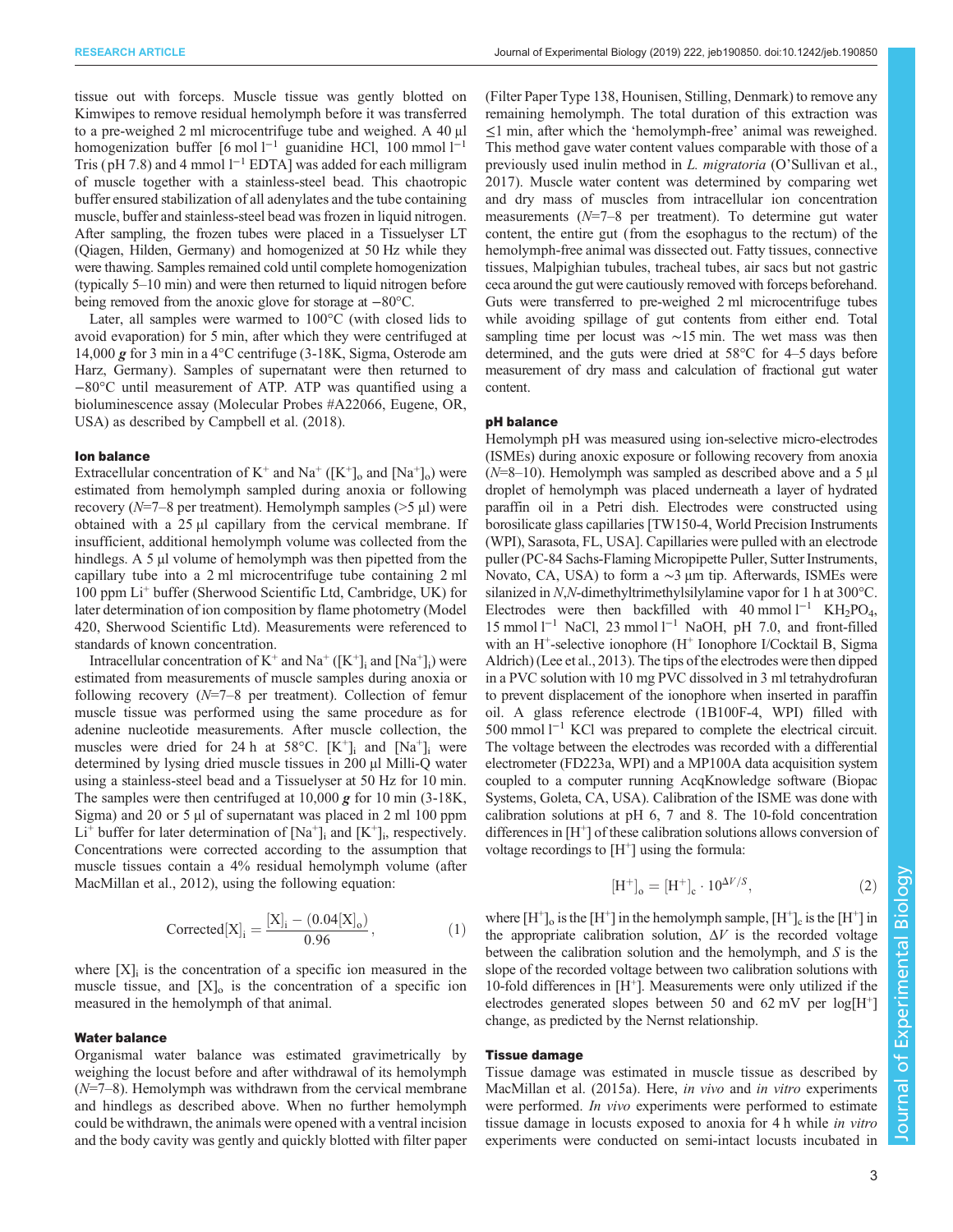tissue out with forceps. Muscle tissue was gently blotted on Kimwipes to remove residual hemolymph before it was transferred to a pre-weighed 2 ml microcentrifuge tube and weighed. A 40 µl homogenization buffer [6 mol $l^{-1}$ guanidine HCl, 100 mmol $l^{-1}$ Tris (pH 7.8) and 4 mmol $l^{-1}$ EDTA] was added for each milligram of muscle together with a stainless-steel bead. This chaotropic buffer ensured stabilization of all adenylates and the tube containing muscle, buffer and stainless-steel bead was frozen in liquid nitrogen. After sampling, the frozen tubes were placed in a Tissuelyser LT (Qiagen, Hilden, Germany) and homogenized at 50 Hz while they were thawing. Samples remained cold until complete homogenization (typically 5–10 min) and were then returned to liquid nitrogen before being removed from the anoxic glove for storage at −80°C.

Later, all samples were warmed to 100°C (with closed lids to avoid evaporation) for 5 min, after which they were centrifuged at 14,000 ***g*** for 3 min in a 4°C centrifuge (3-18K, Sigma, Osterode am Harz, Germany). Samples of supernatant were then returned to −80°C until measurement of ATP. ATP was quantified using a bioluminescence assay (Molecular Probes #A22066, Eugene, OR, USA) as described by Campbell et al. (2018).

### Ion balance

Extracellular concentration of $K^+$ and $Na^+$ ($[K^+]_o$ and $[Na^+]_o$) were estimated from hemolymph sampled during anoxia or following recovery (*N*=7–8 per treatment). Hemolymph samples (>5 µl) were obtained with a 25 µl capillary from the cervical membrane. If insufficient, additional hemolymph volume was collected from the hindlegs. A 5 µl volume of hemolymph was then pipetted from the capillary tube into a 2 ml microcentrifuge tube containing 2 ml 100 ppm $Li^+$ buffer (Sherwood Scientific Ltd, Cambridge, UK) for later determination of ion composition by flame photometry (Model 420, Sherwood Scientific Ltd). Measurements were referenced to standards of known concentration.

Intracellular concentration of $K^+$ and $Na^+$ ($[K^+]_i$ and $[Na^+]_i$) were estimated from measurements of muscle samples during anoxia or following recovery (*N*=7–8 per treatment). Collection of femur muscle tissue was performed using the same procedure as for adenine nucleotide measurements. After muscle collection, the muscles were dried for 24 h at 58°C. $[K^+]_i$ and $[Na^+]_i$ were determined by lysing dried muscle tissues in 200 µl Milli-Q water using a stainless-steel bead and a Tissuelyser at 50 Hz for 10 min. The samples were then centrifuged at 10,000 ***g*** for 10 min (3-18K, Sigma) and 20 or 5 µl of supernatant was placed in 2 ml 100 ppm $Li^+$ buffer for later determination of $[Na^+]_i$ and $[K^+]_i$, respectively. Concentrations were corrected according to the assumption that muscle tissues contain a 4% residual hemolymph volume (after MacMillan et al., 2012), using the following equation:

$$\text{Corrected}[X]_i = \frac{[X]_i - (0.04[X]_o)}{0.96}, \tag{1}$$

where $[X]_i$ is the concentration of a specific ion measured in the muscle tissue, and $[X]_o$ is the concentration of a specific ion measured in the hemolymph of that animal.

### Water balance

Organismal water balance was estimated gravimetrically by weighing the locust before and after withdrawal of its hemolymph (*N*=7–8). Hemolymph was withdrawn from the cervical membrane and hindlegs as described above. When no further hemolymph could be withdrawn, the animals were opened with a ventral incision and the body cavity was gently and quickly blotted with filter paper (Filter Paper Type 138, Hounisen, Stilling, Denmark) to remove any remaining hemolymph. The total duration of this extraction was ≤1 min, after which the 'hemolymph-free' animal was reweighed. This method gave water content values comparable with those of a previously used inulin method in *L. migratoria* (O'Sullivan et al., 2017). Muscle water content was determined by comparing wet and dry mass of muscles from intracellular ion concentration measurements (*N*=7–8 per treatment). To determine gut water content, the entire gut (from the esophagus to the rectum) of the hemolymph-free animal was dissected out. Fatty tissues, connective tissues, Malpighian tubules, tracheal tubes, air sacs but not gastric ceca around the gut were cautiously removed with forceps beforehand. Guts were transferred to pre-weighed 2 ml microcentrifuge tubes while avoiding spillage of gut contents from either end. Total sampling time per locust was ∼15 min. The wet mass was then determined, and the guts were dried at 58°C for 4–5 days before measurement of dry mass and calculation of fractional gut water content.

### pH balance

Hemolymph pH was measured using ion-selective micro-electrodes (ISMEs) during anoxic exposure or following recovery from anoxia (*N*=8–10). Hemolymph was sampled as described above and a 5 µl droplet of hemolymph was placed underneath a layer of hydrated paraffin oil in a Petri dish. Electrodes were constructed using borosilicate glass capillaries [TW150-4, World Precision Instruments (WPI), Sarasota, FL, USA]. Capillaries were pulled with an electrode puller (PC-84 Sachs-Flaming Micropipette Puller, Sutter Instruments, Novato, CA, USA) to form a ∼3 µm tip. Afterwards, ISMEs were silanized in *N*,*N*-dimethyltrimethylsilylamine vapor for 1 h at 300°C. Electrodes were then backfilled with 40 mmol $l^{-1}$ $KH_2PO_4$, 15 mmol $l^{-1}$ NaCl, 23 mmol $l^{-1}$ NaOH, pH 7.0, and front-filled with an $H^+$-selective ionophore ($H^+$ Ionophore I/Cocktail B, Sigma Aldrich) (Lee et al., 2013). The tips of the electrodes were then dipped in a PVC solution with 10 mg PVC dissolved in 3 ml tetrahydrofuran to prevent displacement of the ionophore when inserted in paraffin oil. A glass reference electrode (1B100F-4, WPI) filled with 500 mmol $l^{-1}$ KCl was prepared to complete the electrical circuit. The voltage between the electrodes was recorded with a differential electrometer (FD223a, WPI) and a MP100A data acquisition system coupled to a computer running AcqKnowledge software (Biopac Systems, Goleta, CA, USA). Calibration of the ISME was done with calibration solutions at pH 6, 7 and 8. The 10-fold concentration differences in $[H^+]$ of these calibration solutions allows conversion of voltage recordings to $[H^+]$ using the formula:

$$[H^+]_o = [H^+]_c \cdot 10^{\Delta V/S}, \tag{2}$$

where $[H^+]_o$ is the $[H^+]$ in the hemolymph sample, $[H^+]_c$ is the $[H^+]$ in the appropriate calibration solution, $\Delta V$ is the recorded voltage between the calibration solution and the hemolymph, and *S* is the slope of the recorded voltage between two calibration solutions with 10-fold differences in $[H^+]$. Measurements were only utilized if the electrodes generated slopes between 50 and 62 mV per log$[H^+]$ change, as predicted by the Nernst relationship.

### Tissue damage

Tissue damage was estimated in muscle tissue as described by MacMillan et al. (2015a). Here, *in vivo* and *in vitro* experiments were performed. *In vivo* experiments were performed to estimate tissue damage in locusts exposed to anoxia for 4 h while *in vitro* experiments were conducted on semi-intact locusts incubated in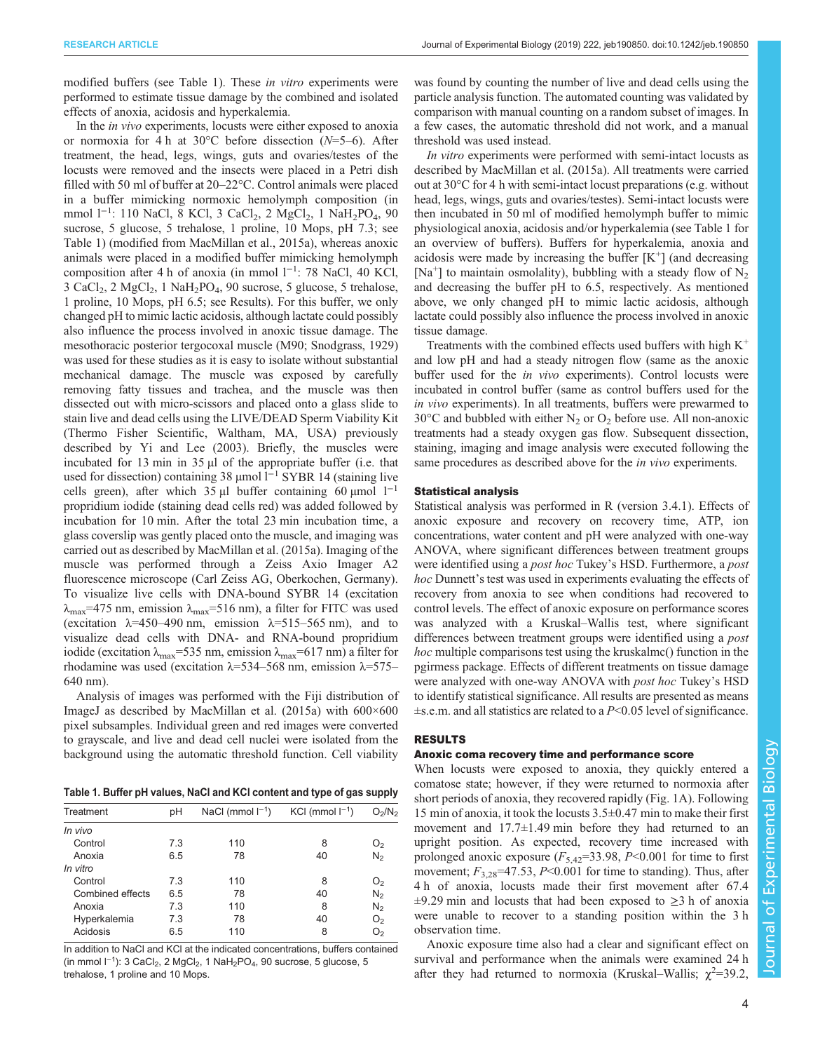modified buffers (see Table 1). These *in vitro* experiments were performed to estimate tissue damage by the combined and isolated effects of anoxia, acidosis and hyperkalemia.

In the *in vivo* experiments, locusts were either exposed to anoxia or normoxia for 4 h at 30°C before dissection ($N$=5–6). After treatment, the head, legs, wings, guts and ovaries/testes of the locusts were removed and the insects were placed in a Petri dish filled with 50 ml of buffer at 20–22°C. Control animals were placed in a buffer mimicking normoxic hemolymph composition (in mmol $l^{-1}$: 110 NaCl, 8 KCl, 3 $CaCl_2$, 2 $MgCl_2$, 1 $NaH_2PO_4$, 90 sucrose, 5 glucose, 5 trehalose, 1 proline, 10 Mops, pH 7.3; see Table 1) (modified from MacMillan et al., 2015a), whereas anoxic animals were placed in a modified buffer mimicking hemolymph composition after 4 h of anoxia (in mmol $l^{-1}$: 78 NaCl, 40 KCl, 3 $CaCl_2$, 2 $MgCl_2$, 1 $NaH_2PO_4$, 90 sucrose, 5 glucose, 5 trehalose, 1 proline, 10 Mops, pH 6.5; see Results). For this buffer, we only changed pH to mimic lactic acidosis, although lactate could possibly also influence the process involved in anoxic tissue damage. The mesothoracic posterior tergocoxal muscle (M90; Snodgrass, 1929) was used for these studies as it is easy to isolate without substantial mechanical damage. The muscle was exposed by carefully removing fatty tissues and trachea, and the muscle was then dissected out with micro-scissors and placed onto a glass slide to stain live and dead cells using the LIVE/DEAD Sperm Viability Kit (Thermo Fisher Scientific, Waltham, MA, USA) previously described by Yi and Lee (2003). Briefly, the muscles were incubated for 13 min in 35 µl of the appropriate buffer (i.e. that used for dissection) containing 38 µmol $l^{-1}$ SYBR 14 (staining live cells green), after which 35 µl buffer containing 60 µmol $l^{-1}$ propridium iodide (staining dead cells red) was added followed by incubation for 10 min. After the total 23 min incubation time, a glass coverslip was gently placed onto the muscle, and imaging was carried out as described by MacMillan et al. (2015a). Imaging of the muscle was performed through a Zeiss Axio Imager A2 fluorescence microscope (Carl Zeiss AG, Oberkochen, Germany). To visualize live cells with DNA-bound SYBR 14 (excitation $\lambda_{max}$=475 nm, emission $\lambda_{max}$=516 nm), a filter for FITC was used (excitation λ=450–490 nm, emission λ=515–565 nm), and to visualize dead cells with DNA- and RNA-bound propridium iodide (excitation $\lambda_{max}$=535 nm, emission $\lambda_{max}$=617 nm) a filter for rhodamine was used (excitation λ=534–568 nm, emission λ=575–640 nm).

Analysis of images was performed with the Fiji distribution of ImageJ as described by MacMillan et al. (2015a) with 600×600 pixel subsamples. Individual green and red images were converted to grayscale, and live and dead cell nuclei were isolated from the background using the automatic threshold function. Cell viability was found by counting the number of live and dead cells using the particle analysis function. The automated counting was validated by comparison with manual counting on a random subset of images. In a few cases, the automatic threshold did not work, and a manual threshold was used instead.

*In vitro* experiments were performed with semi-intact locusts as described by MacMillan et al. (2015a). All treatments were carried out at 30°C for 4 h with semi-intact locust preparations (e.g. without head, legs, wings, guts and ovaries/testes). Semi-intact locusts were then incubated in 50 ml of modified hemolymph buffer to mimic physiological anoxia, acidosis and/or hyperkalemia (see Table 1 for an overview of buffers). Buffers for hyperkalemia, anoxia and acidosis were made by increasing the buffer [$K^+$] (and decreasing [$Na^+$] to maintain osmolality), bubbling with a steady flow of $N_2$ and decreasing the buffer pH to 6.5, respectively. As mentioned above, we only changed pH to mimic lactic acidosis, although lactate could possibly also influence the process involved in anoxic tissue damage.

Treatments with the combined effects used buffers with high $K^+$ and low pH and had a steady nitrogen flow (same as the anoxic buffer used for the *in vivo* experiments). Control locusts were incubated in control buffer (same as control buffers used for the *in vivo* experiments). In all treatments, buffers were prewarmed to 30°C and bubbled with either $N_2$ or $O_2$ before use. All non-anoxic treatments had a steady oxygen gas flow. Subsequent dissection, staining, imaging and image analysis were executed following the same procedures as described above for the *in vivo* experiments.

**Table 1. Buffer pH values, NaCl and KCl content and type of gas supply**

| Treatment | pH | NaCl (mmol $l^{-1}$) | KCl (mmol $l^{-1}$) | $O_2$/$N_2$ |
|---|---|---|---|---|
| *In vivo* | | | | |
| Control | 7.3 | 110 | 8 | $O_2$ |
| Anoxia | 6.5 | 78 | 40 | $N_2$ |
| *In vitro* | | | | |
| Control | 7.3 | 110 | 8 | $O_2$ |
| Combined effects | 6.5 | 78 | 40 | $N_2$ |
| Anoxia | 7.3 | 110 | 8 | $N_2$ |
| Hyperkalemia | 7.3 | 78 | 40 | $O_2$ |
| Acidosis | 6.5 | 110 | 8 | $O_2$ |

In addition to NaCl and KCl at the indicated concentrations, buffers contained (in mmol $l^{-1}$): 3 $CaCl_2$, 2 $MgCl_2$, 1 $NaH_2PO_4$, 90 sucrose, 5 glucose, 5 trehalose, 1 proline and 10 Mops.

### Statistical analysis

Statistical analysis was performed in R (version 3.4.1). Effects of anoxic exposure and recovery on recovery time, ATP, ion concentrations, water content and pH were analyzed with one-way ANOVA, where significant differences between treatment groups were identified using a *post hoc* Tukey's HSD. Furthermore, a *post hoc* Dunnett's test was used in experiments evaluating the effects of recovery from anoxia to see when conditions had recovered to control levels. The effect of anoxic exposure on performance scores was analyzed with a Kruskal–Wallis test, where significant differences between treatment groups were identified using a *post hoc* multiple comparisons test using the kruskalmc() function in the pgirmess package. Effects of different treatments on tissue damage were analyzed with one-way ANOVA with *post hoc* Tukey's HSD to identify statistical significance. All results are presented as means ±s.e.m. and all statistics are related to a $P$<0.05 level of significance.

## RESULTS

### Anoxic coma recovery time and performance score

When locusts were exposed to anoxia, they quickly entered a comatose state; however, if they were returned to normoxia after short periods of anoxia, they recovered rapidly (Fig. 1A). Following 15 min of anoxia, it took the locusts 3.5±0.47 min to make their first movement and 17.7±1.49 min before they had returned to an upright position. As expected, recovery time increased with prolonged anoxic exposure ($F_{5,42}$=33.98, $P$<0.001 for time to first movement; $F_{3,28}$=47.53, $P$<0.001 for time to standing). Thus, after 4 h of anoxia, locusts made their first movement after 67.4 ±9.29 min and locusts that had been exposed to ≥3 h of anoxia were unable to recover to a standing position within the 3 h observation time.

Anoxic exposure time also had a clear and significant effect on survival and performance when the animals were examined 24 h after they had returned to normoxia (Kruskal–Wallis; $\chi^2$=39.2,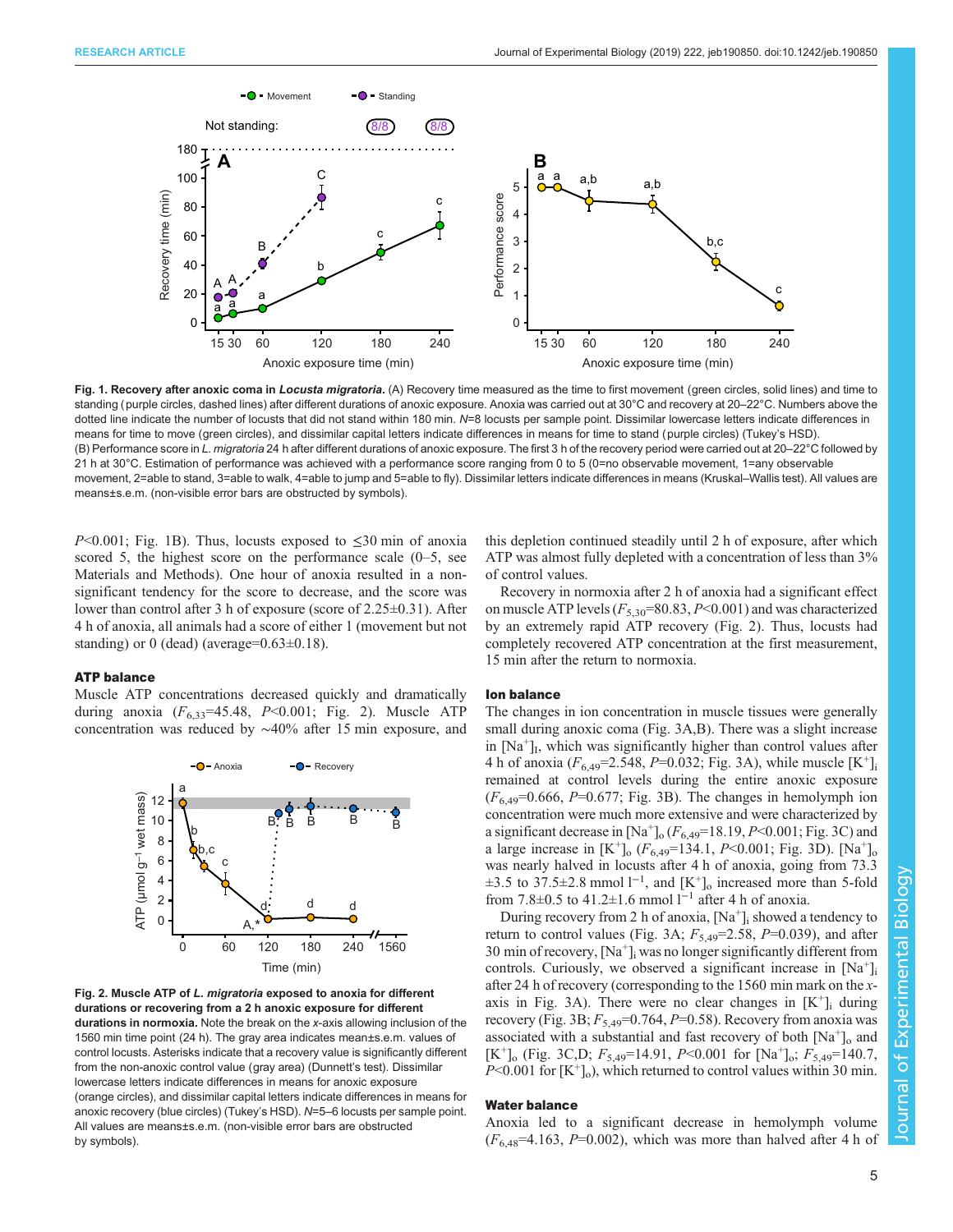**Fig. 1. Recovery after anoxic coma in *Locusta migratoria*.** (A) Recovery time measured as the time to first movement (green circles, solid lines) and time to standing (purple circles, dashed lines) after different durations of anoxic exposure. Anoxia was carried out at 30°C and recovery at 20–22°C. Numbers above the dotted line indicate the number of locusts that did not stand within 180 min. $N$=8 locusts per sample point. Dissimilar lowercase letters indicate differences in means for time to move (green circles), and dissimilar capital letters indicate differences in means for time to stand (purple circles) (Tukey's HSD). (B) Performance score in *L. migratoria* 24 h after different durations of anoxic exposure. The first 3 h of the recovery period were carried out at 20–22°C followed by 21 h at 30°C. Estimation of performance was achieved with a performance score ranging from 0 to 5 (0=no observable movement, 1=any observable movement, 2=able to stand, 3=able to walk, 4=able to jump and 5=able to fly). Dissimilar letters indicate differences in means (Kruskal–Wallis test). All values are means±s.e.m. (non-visible error bars are obstructed by symbols).

$P$<0.001; Fig. 1B). Thus, locusts exposed to ≤30 min of anoxia scored 5, the highest score on the performance scale (0–5, see Materials and Methods). One hour of anoxia resulted in a non-significant tendency for the score to decrease, and the score was lower than control after 3 h of exposure (score of 2.25±0.31). After 4 h of anoxia, all animals had a score of either 1 (movement but not standing) or 0 (dead) (average=0.63±0.18).

### ATP balance

Muscle ATP concentrations decreased quickly and dramatically during anoxia ($F_{6,33}$=45.48, $P$<0.001; Fig. 2). Muscle ATP concentration was reduced by ~40% after 15 min exposure, and this depletion continued steadily until 2 h of exposure, after which ATP was almost fully depleted with a concentration of less than 3% of control values.

Recovery in normoxia after 2 h of anoxia had a significant effect on muscle ATP levels ($F_{5,30}$=80.83, $P$<0.001) and was characterized by an extremely rapid ATP recovery (Fig. 2). Thus, locusts had completely recovered ATP concentration at the first measurement, 15 min after the return to normoxia.

**Fig. 2. Muscle ATP of *L. migratoria* exposed to anoxia for different durations or recovering from a 2 h anoxic exposure for different durations in normoxia.** Note the break on the $x$-axis allowing inclusion of the 1560 min time point (24 h). The gray area indicates mean±s.e.m. values of control locusts. Asterisks indicate that a recovery value is significantly different from the non-anoxic control value (gray area) (Dunnett's test). Dissimilar lowercase letters indicate differences in means for anoxic exposure (orange circles), and dissimilar capital letters indicate differences in means for anoxic recovery (blue circles) (Tukey's HSD). $N$=5–6 locusts per sample point. All values are means±s.e.m. (non-visible error bars are obstructed by symbols).

### Ion balance

The changes in ion concentration in muscle tissues were generally small during anoxic coma (Fig. 3A,B). There was a slight increase in $[Na^+]_I$, which was significantly higher than control values after 4 h of anoxia ($F_{6,49}$=2.548, $P$=0.032; Fig. 3A), while muscle $[K^+]_i$ remained at control levels during the entire anoxic exposure ($F_{6,49}$=0.666, $P$=0.677; Fig. 3B). The changes in hemolymph ion concentration were much more extensive and were characterized by a significant decrease in $[Na^+]_o$ ($F_{6,49}$=18.19, $P$<0.001; Fig. 3C) and a large increase in $[K^+]_o$ ($F_{6,49}$=134.1, $P$<0.001; Fig. 3D). $[Na^+]_o$ was nearly halved in locusts after 4 h of anoxia, going from 73.3 ±3.5 to 37.5±2.8 mmol $l^{-1}$, and $[K^+]_o$ increased more than 5-fold from 7.8±0.5 to 41.2±1.6 mmol $l^{-1}$ after 4 h of anoxia.

During recovery from 2 h of anoxia, $[Na^+]_i$ showed a tendency to return to control values (Fig. 3A; $F_{5,49}$=2.58, $P$=0.039), and after 30 min of recovery, $[Na^+]_i$ was no longer significantly different from controls. Curiously, we observed a significant increase in $[Na^+]_i$ after 24 h of recovery (corresponding to the 1560 min mark on the $x$-axis in Fig. 3A). There were no clear changes in $[K^+]_i$ during recovery (Fig. 3B; $F_{5,49}$=0.764, $P$=0.58). Recovery from anoxia was associated with a substantial and fast recovery of both $[Na^+]_o$ and $[K^+]_o$ (Fig. 3C,D; $F_{5,49}$=14.91, $P$<0.001 for $[Na^+]_o$; $F_{5,49}$=140.7, $P$<0.001 for $[K^+]_o$), which returned to control values within 30 min.

### Water balance

Anoxia led to a significant decrease in hemolymph volume ($F_{6,48}$=4.163, $P$=0.002), which was more than halved after 4 h of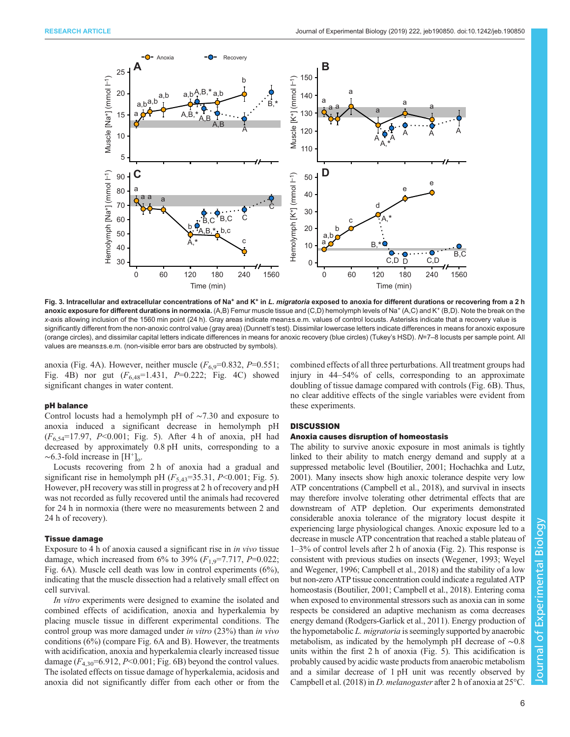**Fig. 3. Intracellular and extracellular concentrations of $Na^+$ and $K^+$ in *L. migratoria* exposed to anoxia for different durations or recovering from a 2 h anoxic exposure for different durations in normoxia.** (A,B) Femur muscle tissue and (C,D) hemolymph levels of $Na^+$ (A,C) and $K^+$ (B,D). Note the break on the *x*-axis allowing inclusion of the 1560 min point (24 h). Gray areas indicate mean±s.e.m. values of control locusts. Asterisks indicate that a recovery value is significantly different from the non-anoxic control value (gray area) (Dunnett's test). Dissimilar lowercase letters indicate differences in means for anoxic exposure (orange circles), and dissimilar capital letters indicate differences in means for anoxic recovery (blue circles) (Tukey's HSD). *N*=7–8 locusts per sample point. All values are means±s.e.m. (non-visible error bars are obstructed by symbols).

anoxia (Fig. 4A). However, neither muscle ($F_{6,9}$=0.832, $P$=0.551; Fig. 4B) nor gut ($F_{6,48}$=1.431, $P$=0.222; Fig. 4C) showed significant changes in water content.

### pH balance

Control locusts had a hemolymph pH of ∼7.30 and exposure to anoxia induced a significant decrease in hemolymph pH ($F_{6,54}$=17.97, $P$<0.001; Fig. 5). After 4 h of anoxia, pH had decreased by approximately 0.8 pH units, corresponding to a ∼6.3-fold increase in $[H^+]_o$.

Locusts recovering from 2 h of anoxia had a gradual and significant rise in hemolymph pH ($F_{5,43}$=35.31, $P$<0.001; Fig. 5). However, pH recovery was still in progress at 2 h of recovery and pH was not recorded as fully recovered until the animals had recovered for 24 h in normoxia (there were no measurements between 2 and 24 h of recovery).

### Tissue damage

Exposure to 4 h of anoxia caused a significant rise in *in vivo* tissue damage, which increased from 6% to 39% ($F_{1,9}$=7.717, $P$=0.022; Fig. 6A). Muscle cell death was low in control experiments (6%), indicating that the muscle dissection had a relatively small effect on cell survival.

*In vitro* experiments were designed to examine the isolated and combined effects of acidification, anoxia and hyperkalemia by placing muscle tissue in different experimental conditions. The control group was more damaged under *in vitro* (23%) than *in vivo* conditions (6%) (compare Fig. 6A and B). However, the treatments with acidification, anoxia and hyperkalemia clearly increased tissue damage ($F_{4,30}$=6.912, $P$<0.001; Fig. 6B) beyond the control values. The isolated effects on tissue damage of hyperkalemia, acidosis and anoxia did not significantly differ from each other or from the combined effects of all three perturbations. All treatment groups had injury in 44–54% of cells, corresponding to an approximate doubling of tissue damage compared with controls (Fig. 6B). Thus, no clear additive effects of the single variables were evident from these experiments.

## DISCUSSION

### Anoxia causes disruption of homeostasis

The ability to survive anoxic exposure in most animals is tightly linked to their ability to match energy demand and supply at a suppressed metabolic level (Boutilier, 2001; Hochachka and Lutz, 2001). Many insects show high anoxic tolerance despite very low ATP concentrations (Campbell et al., 2018), and survival in insects may therefore involve tolerating other detrimental effects that are downstream of ATP depletion. Our experiments demonstrated considerable anoxia tolerance of the migratory locust despite it experiencing large physiological changes. Anoxic exposure led to a decrease in muscle ATP concentration that reached a stable plateau of 1–3% of control levels after 2 h of anoxia (Fig. 2). This response is consistent with previous studies on insects (Wegener, 1993; Weyel and Wegener, 1996; Campbell et al., 2018) and the stability of a low but non-zero ATP tissue concentration could indicate a regulated ATP homeostasis (Boutilier, 2001; Campbell et al., 2018). Entering coma when exposed to environmental stressors such as anoxia can in some respects be considered an adaptive mechanism as coma decreases energy demand (Rodgers-Garlick et al., 2011). Energy production of the hypometabolic *L. migratoria* is seemingly supported by anaerobic metabolism, as indicated by the hemolymph pH decrease of ∼0.8 units within the first 2 h of anoxia (Fig. 5). This acidification is probably caused by acidic waste products from anaerobic metabolism and a similar decrease of 1 pH unit was recently observed by Campbell et al. (2018) in *D. melanogaster* after 2 h of anoxia at 25°C.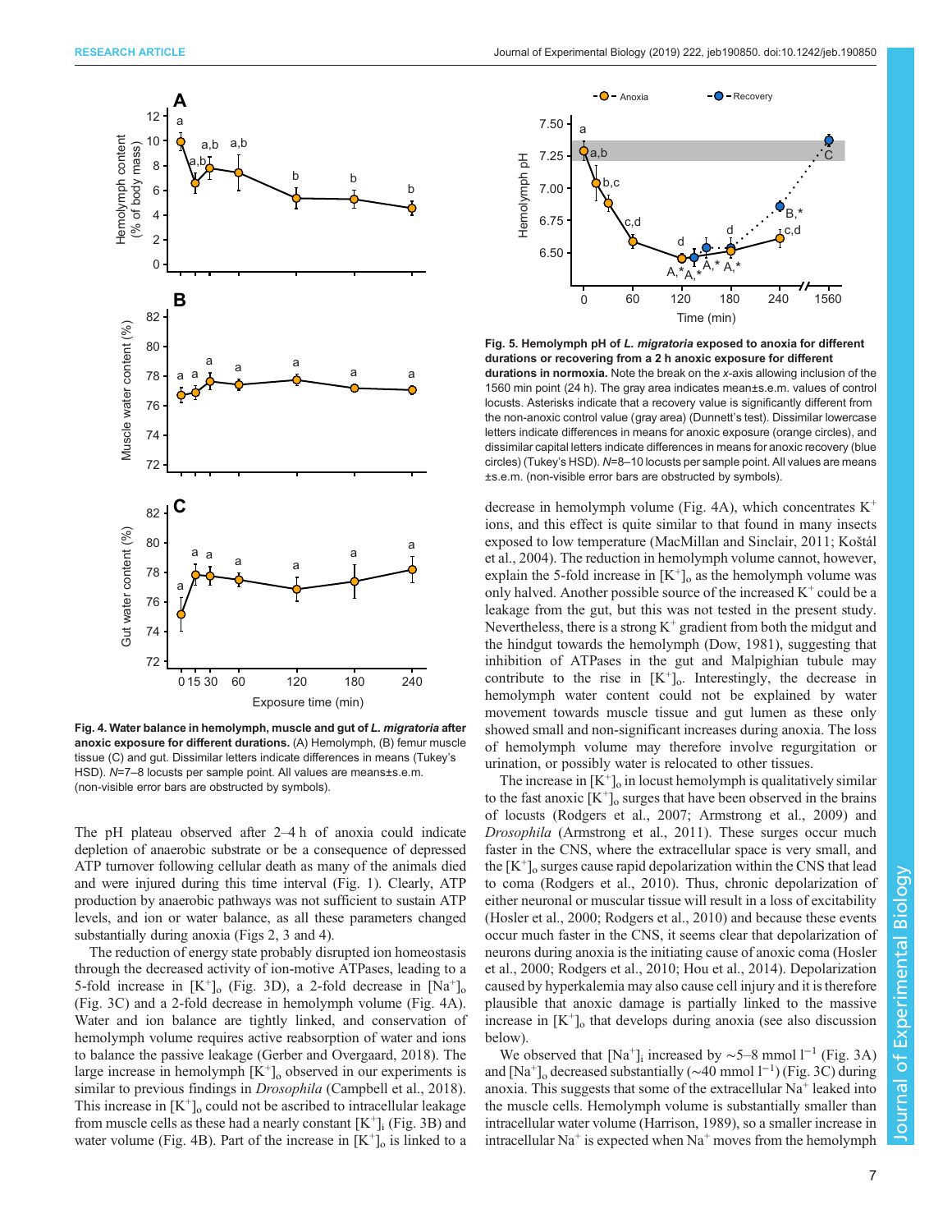**Fig. 4. Water balance in hemolymph, muscle and gut of *L. migratoria* after anoxic exposure for different durations.** (A) Hemolymph, (B) femur muscle tissue (C) and gut. Dissimilar letters indicate differences in means (Tukey's HSD). $N$=7–8 locusts per sample point. All values are means±s.e.m. (non-visible error bars are obstructed by symbols).

**Fig. 5. Hemolymph pH of *L. migratoria* exposed to anoxia for different durations or recovering from a 2 h anoxic exposure for different durations in normoxia.** Note the break on the $x$-axis allowing inclusion of the 1560 min point (24 h). The gray area indicates mean±s.e.m. values of control locusts. Asterisks indicate that a recovery value is significantly different from the non-anoxic control value (gray area) (Dunnett's test). Dissimilar lowercase letters indicate differences in means for anoxic exposure (orange circles), and dissimilar capital letters indicate differences in means for anoxic recovery (blue circles) (Tukey's HSD). $N$=8–10 locusts per sample point. All values are means ±s.e.m. (non-visible error bars are obstructed by symbols).

The pH plateau observed after 2–4 h of anoxia could indicate depletion of anaerobic substrate or be a consequence of depressed ATP turnover following cellular death as many of the animals died and were injured during this time interval (Fig. 1). Clearly, ATP production by anaerobic pathways was not sufficient to sustain ATP levels, and ion or water balance, as all these parameters changed substantially during anoxia (Figs 2, 3 and 4).

The reduction of energy state probably disrupted ion homeostasis through the decreased activity of ion-motive ATPases, leading to a 5-fold increase in $[K^+]_o$ (Fig. 3D), a 2-fold decrease in $[Na^+]_o$ (Fig. 3C) and a 2-fold decrease in hemolymph volume (Fig. 4A). Water and ion balance are tightly linked, and conservation of hemolymph volume requires active reabsorption of water and ions to balance the passive leakage (Gerber and Overgaard, 2018). The large increase in hemolymph $[K^+]_o$ observed in our experiments is similar to previous findings in *Drosophila* (Campbell et al., 2018). This increase in $[K^+]_o$ could not be ascribed to intracellular leakage from muscle cells as these had a nearly constant $[K^+]_i$ (Fig. 3B) and water volume (Fig. 4B). Part of the increase in $[K^+]_o$ is linked to a decrease in hemolymph volume (Fig. 4A), which concentrates $K^+$ ions, and this effect is quite similar to that found in many insects exposed to low temperature (MacMillan and Sinclair, 2011; Koštál et al., 2004). The reduction in hemolymph volume cannot, however, explain the 5-fold increase in $[K^+]_o$ as the hemolymph volume was only halved. Another possible source of the increased $K^+$ could be a leakage from the gut, but this was not tested in the present study. Nevertheless, there is a strong $K^+$ gradient from both the midgut and the hindgut towards the hemolymph (Dow, 1981), suggesting that inhibition of ATPases in the gut and Malpighian tubule may contribute to the rise in $[K^+]_o$. Interestingly, the decrease in hemolymph water content could not be explained by water movement towards muscle tissue and gut lumen as these only showed small and non-significant increases during anoxia. The loss of hemolymph volume may therefore involve regurgitation or urination, or possibly water is relocated to other tissues.

The increase in $[K^+]_o$ in locust hemolymph is qualitatively similar to the fast anoxic $[K^+]_o$ surges that have been observed in the brains of locusts (Rodgers et al., 2007; Armstrong et al., 2009) and *Drosophila* (Armstrong et al., 2011). These surges occur much faster in the CNS, where the extracellular space is very small, and the $[K^+]_o$ surges cause rapid depolarization within the CNS that lead to coma (Rodgers et al., 2010). Thus, chronic depolarization of either neuronal or muscular tissue will result in a loss of excitability (Hosler et al., 2000; Rodgers et al., 2010) and because these events occur much faster in the CNS, it seems clear that depolarization of neurons during anoxia is the initiating cause of anoxic coma (Hosler et al., 2000; Rodgers et al., 2010; Hou et al., 2014). Depolarization caused by hyperkalemia may also cause cell injury and it is therefore plausible that anoxic damage is partially linked to the massive increase in $[K^+]_o$ that develops during anoxia (see also discussion below).

We observed that $[Na^+]_i$ increased by ∼5–8 mmol $l^{-1}$ (Fig. 3A) and $[Na^+]_o$ decreased substantially (∼40 mmol $l^{-1}$) (Fig. 3C) during anoxia. This suggests that some of the extracellular $Na^+$ leaked into the muscle cells. Hemolymph volume is substantially smaller than intracellular water volume (Harrison, 1989), so a smaller increase in intracellular $Na^+$ is expected when $Na^+$ moves from the hemolymph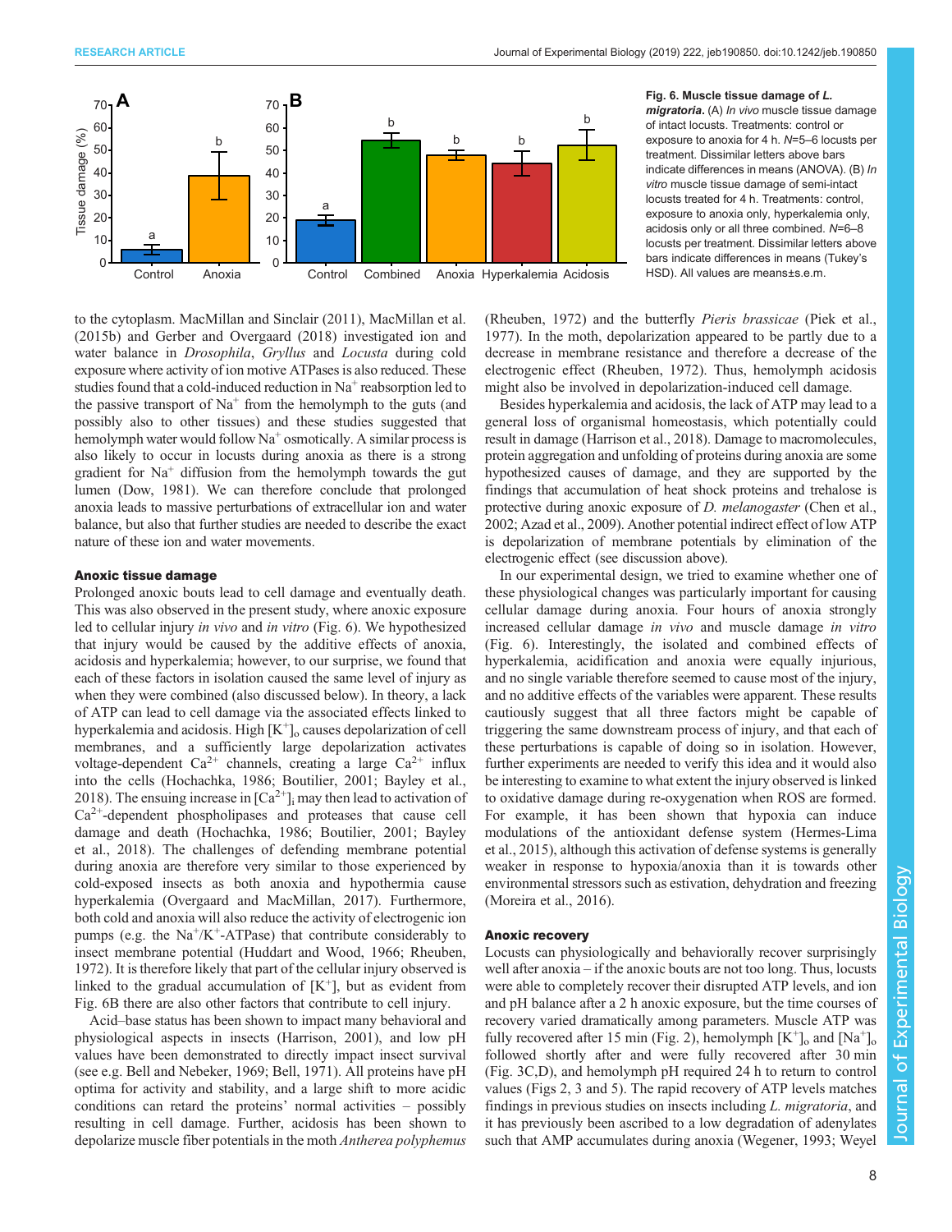Fig. 6. Muscle tissue damage of *L. migratoria*. (A) *In vivo* muscle tissue damage of intact locusts. Treatments: control or exposure to anoxia for 4 h. $N$=5–6 locusts per treatment. Dissimilar letters above bars indicate differences in means (ANOVA). (B) *In vitro* muscle tissue damage of semi-intact locusts treated for 4 h. Treatments: control, exposure to anoxia only, hyperkalemia only, acidosis only or all three combined. $N$=6–8 locusts per treatment. Dissimilar letters above bars indicate differences in means (Tukey's HSD). All values are means±s.e.m.

to the cytoplasm. MacMillan and Sinclair (2011), MacMillan et al. (2015b) and Gerber and Overgaard (2018) investigated ion and water balance in *Drosophila*, *Gryllus* and *Locusta* during cold exposure where activity of ion motive ATPases is also reduced. These studies found that a cold-induced reduction in $Na^+$ reabsorption led to the passive transport of $Na^+$ from the hemolymph to the guts (and possibly also to other tissues) and these studies suggested that hemolymph water would follow $Na^+$ osmotically. A similar process is also likely to occur in locusts during anoxia as there is a strong gradient for $Na^+$ diffusion from the hemolymph towards the gut lumen (Dow, 1981). We can therefore conclude that prolonged anoxia leads to massive perturbations of extracellular ion and water balance, but also that further studies are needed to describe the exact nature of these ion and water movements.

### Anoxic tissue damage

Prolonged anoxic bouts lead to cell damage and eventually death. This was also observed in the present study, where anoxic exposure led to cellular injury *in vivo* and *in vitro* (Fig. 6). We hypothesized that injury would be caused by the additive effects of anoxia, acidosis and hyperkalemia; however, to our surprise, we found that each of these factors in isolation caused the same level of injury as when they were combined (also discussed below). In theory, a lack of ATP can lead to cell damage via the associated effects linked to hyperkalemia and acidosis. High $[K^+]_o$ causes depolarization of cell membranes, and a sufficiently large depolarization activates voltage-dependent $Ca^{2+}$ channels, creating a large $Ca^{2+}$ influx into the cells (Hochachka, 1986; Boutilier, 2001; Bayley et al., 2018). The ensuing increase in $[Ca^{2+}]_i$ may then lead to activation of $Ca^{2+}$-dependent phospholipases and proteases that cause cell damage and death (Hochachka, 1986; Boutilier, 2001; Bayley et al., 2018). The challenges of defending membrane potential during anoxia are therefore very similar to those experienced by cold-exposed insects as both anoxia and hypothermia cause hyperkalemia (Overgaard and MacMillan, 2017). Furthermore, both cold and anoxia will also reduce the activity of electrogenic ion pumps (e.g. the $Na^+/K^+$-ATPase) that contribute considerably to insect membrane potential (Huddart and Wood, 1966; Rheuben, 1972). It is therefore likely that part of the cellular injury observed is linked to the gradual accumulation of $[K^+]$, but as evident from Fig. 6B there are also other factors that contribute to cell injury.

Acid–base status has been shown to impact many behavioral and physiological aspects in insects (Harrison, 2001), and low pH values have been demonstrated to directly impact insect survival (see e.g. Bell and Nebeker, 1969; Bell, 1971). All proteins have pH optima for activity and stability, and a large shift to more acidic conditions can retard the proteins' normal activities – possibly resulting in cell damage. Further, acidosis has been shown to depolarize muscle fiber potentials in the moth *Antherea polyphemus* (Rheuben, 1972) and the butterfly *Pieris brassicae* (Piek et al., 1977). In the moth, depolarization appeared to be partly due to a decrease in membrane resistance and therefore a decrease of the electrogenic effect (Rheuben, 1972). Thus, hemolymph acidosis might also be involved in depolarization-induced cell damage.

Besides hyperkalemia and acidosis, the lack of ATP may lead to a general loss of organismal homeostasis, which potentially could result in damage (Harrison et al., 2018). Damage to macromolecules, protein aggregation and unfolding of proteins during anoxia are some hypothesized causes of damage, and they are supported by the findings that accumulation of heat shock proteins and trehalose is protective during anoxic exposure of *D. melanogaster* (Chen et al., 2002; Azad et al., 2009). Another potential indirect effect of low ATP is depolarization of membrane potentials by elimination of the electrogenic effect (see discussion above).

In our experimental design, we tried to examine whether one of these physiological changes was particularly important for causing cellular damage during anoxia. Four hours of anoxia strongly increased cellular damage *in vivo* and muscle damage *in vitro* (Fig. 6). Interestingly, the isolated and combined effects of hyperkalemia, acidification and anoxia were equally injurious, and no single variable therefore seemed to cause most of the injury, and no additive effects of the variables were apparent. These results cautiously suggest that all three factors might be capable of triggering the same downstream process of injury, and that each of these perturbations is capable of doing so in isolation. However, further experiments are needed to verify this idea and it would also be interesting to examine to what extent the injury observed is linked to oxidative damage during re-oxygenation when ROS are formed. For example, it has been shown that hypoxia can induce modulations of the antioxidant defense system (Hermes-Lima et al., 2015), although this activation of defense systems is generally weaker in response to hypoxia/anoxia than it is towards other environmental stressors such as estivation, dehydration and freezing (Moreira et al., 2016).

### Anoxic recovery

Locusts can physiologically and behaviorally recover surprisingly well after anoxia – if the anoxic bouts are not too long. Thus, locusts were able to completely recover their disrupted ATP levels, and ion and pH balance after a 2 h anoxic exposure, but the time courses of recovery varied dramatically among parameters. Muscle ATP was fully recovered after 15 min (Fig. 2), hemolymph $[K^+]_o$ and $[Na^+]_o$ followed shortly after and were fully recovered after 30 min (Fig. 3C,D), and hemolymph pH required 24 h to return to control values (Figs 2, 3 and 5). The rapid recovery of ATP levels matches findings in previous studies on insects including *L. migratoria*, and it has previously been ascribed to a low degradation of adenylates such that AMP accumulates during anoxia (Wegener, 1993; Weyel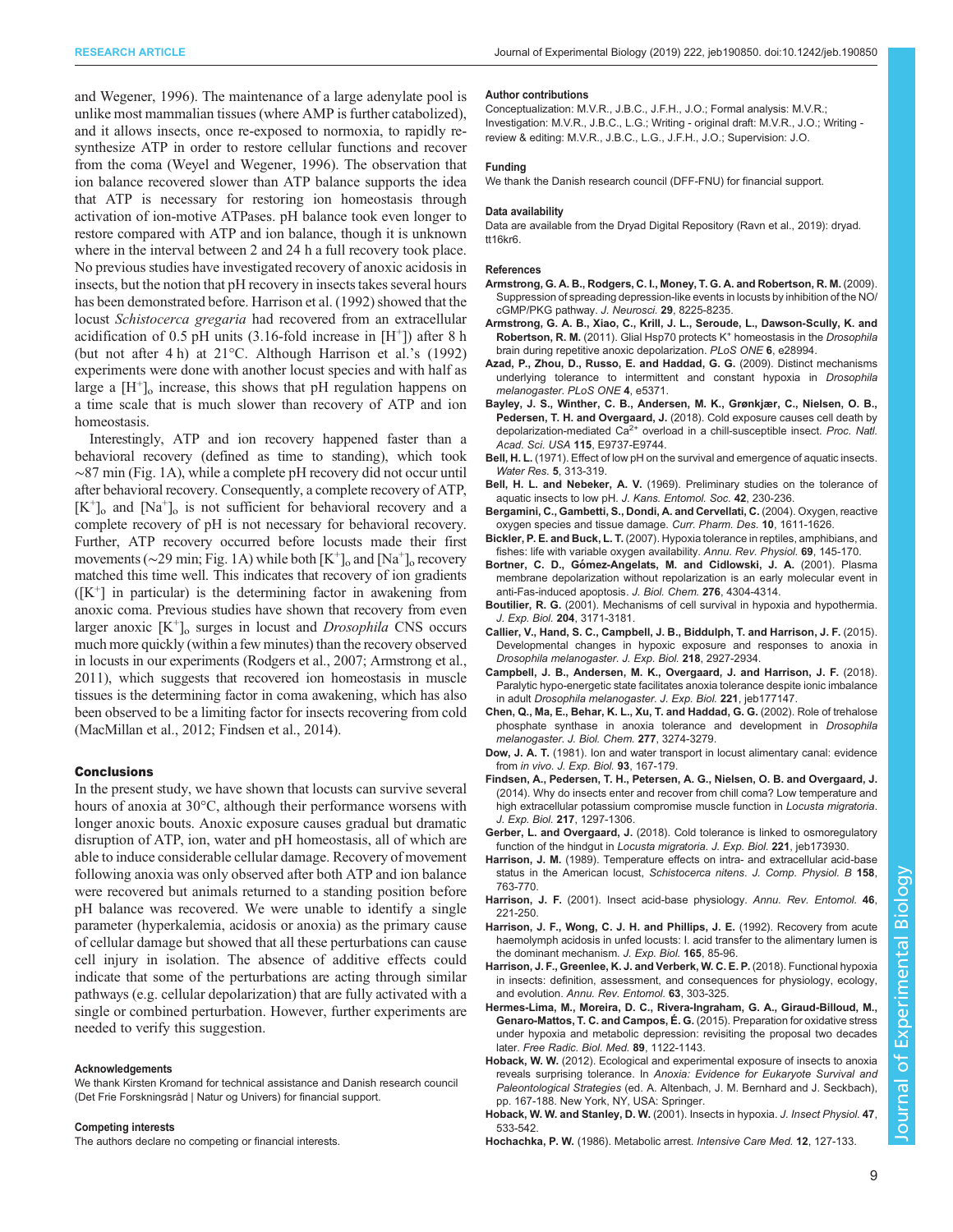and Wegener, 1996). The maintenance of a large adenylate pool is unlike most mammalian tissues (where AMP is further catabolized), and it allows insects, once re-exposed to normoxia, to rapidly re-synthesize ATP in order to restore cellular functions and recover from the coma (Weyel and Wegener, 1996). The observation that ion balance recovered slower than ATP balance supports the idea that ATP is necessary for restoring ion homeostasis through activation of ion-motive ATPases. pH balance took even longer to restore compared with ATP and ion balance, though it is unknown where in the interval between 2 and 24 h a full recovery took place. No previous studies have investigated recovery of anoxic acidosis in insects, but the notion that pH recovery in insects takes several hours has been demonstrated before. Harrison et al. (1992) showed that the locust *Schistocerca gregaria* had recovered from an extracellular acidification of 0.5 pH units (3.16-fold increase in $[H^+]$) after 8 h (but not after 4 h) at 21°C. Although Harrison et al.'s (1992) experiments were done with another locust species and with half as large a $[H^+]_o$ increase, this shows that pH regulation happens on a time scale that is much slower than recovery of ATP and ion homeostasis.

Interestingly, ATP and ion recovery happened faster than a behavioral recovery (defined as time to standing), which took ~87 min (Fig. 1A), while a complete pH recovery did not occur until after behavioral recovery. Consequently, a complete recovery of ATP, $[K^+]_o$ and $[Na^+]_o$ is not sufficient for behavioral recovery and a complete recovery of pH is not necessary for behavioral recovery. Further, ATP recovery occurred before locusts made their first movements (~29 min; Fig. 1A) while both $[K^+]_o$ and $[Na^+]_o$ recovery matched this time well. This indicates that recovery of ion gradients ($[K^+]$ in particular) is the determining factor in awakening from anoxic coma. Previous studies have shown that recovery from even larger anoxic $[K^+]_o$ surges in locust and *Drosophila* CNS occurs much more quickly (within a few minutes) than the recovery observed in locusts in our experiments (Rodgers et al., 2007; Armstrong et al., 2011), which suggests that recovered ion homeostasis in muscle tissues is the determining factor in coma awakening, which has also been observed to be a limiting factor for insects recovering from cold (MacMillan et al., 2012; Findsen et al., 2014).

## Conclusions

In the present study, we have shown that locusts can survive several hours of anoxia at 30°C, although their performance worsens with longer anoxic bouts. Anoxic exposure causes gradual but dramatic disruption of ATP, ion, water and pH homeostasis, all of which are able to induce considerable cellular damage. Recovery of movement following anoxia was only observed after both ATP and ion balance were recovered but animals returned to a standing position before pH balance was recovered. We were unable to identify a single parameter (hyperkalemia, acidosis or anoxia) as the primary cause of cellular damage but showed that all these perturbations can cause cell injury in isolation. The absence of additive effects could indicate that some of the perturbations are acting through similar pathways (e.g. cellular depolarization) that are fully activated with a single or combined perturbation. However, further experiments are needed to verify this suggestion.

#### Acknowledgements

We thank Kirsten Kromand for technical assistance and Danish research council (Det Frie Forskningsråd | Natur og Univers) for financial support.

#### Competing interests

The authors declare no competing or financial interests.

#### Author contributions

Conceptualization: M.V.R., J.B.C., J.F.H., J.O.; Formal analysis: M.V.R.; Investigation: M.V.R., J.B.C., L.G.; Writing - original draft: M.V.R., J.O.; Writing - review & editing: M.V.R., J.B.C., L.G., J.F.H., J.O.; Supervision: J.O.

#### Funding

We thank the Danish research council (DFF-FNU) for financial support.

#### Data availability

Data are available from the Dryad Digital Repository (Ravn et al., 2019): dryad.tt16kr6.

#### References

**Armstrong, G. A. B., Rodgers, C. I., Money, T. G. A. and Robertson, R. M.** (2009). Suppression of spreading depression-like events in locusts by inhibition of the NO/cGMP/PKG pathway. *J. Neurosci.* **29**, 8225-8235.

**Armstrong, G. A. B., Xiao, C., Krill, J. L., Seroude, L., Dawson-Scully, K. and Robertson, R. M.** (2011). Glial Hsp70 protects $K^+$ homeostasis in the *Drosophila* brain during repetitive anoxic depolarization. *PLoS ONE* **6**, e28994.

**Azad, P., Zhou, D., Russo, E. and Haddad, G. G.** (2009). Distinct mechanisms underlying tolerance to intermittent and constant hypoxia in *Drosophila melanogaster*. *PLoS ONE* **4**, e5371.

**Bayley, J. S., Winther, C. B., Andersen, M. K., Grønkjær, C., Nielsen, O. B., Pedersen, T. H. and Overgaard, J.** (2018). Cold exposure causes cell death by depolarization-mediated $Ca^{2+}$ overload in a chill-susceptible insect. *Proc. Natl. Acad. Sci. USA* **115**, E9737-E9744.

**Bell, H. L.** (1971). Effect of low pH on the survival and emergence of aquatic insects. *Water Res.* **5**, 313-319.

**Bell, H. L. and Nebeker, A. V.** (1969). Preliminary studies on the tolerance of aquatic insects to low pH. *J. Kans. Entomol. Soc.* **42**, 230-236.

**Bergamini, C., Gambetti, S., Dondi, A. and Cervellati, C.** (2004). Oxygen, reactive oxygen species and tissue damage. *Curr. Pharm. Des.* **10**, 1611-1626.

**Bickler, P. E. and Buck, L. T.** (2007). Hypoxia tolerance in reptiles, amphibians, and fishes: life with variable oxygen availability. *Annu. Rev. Physiol.* **69**, 145-170.

**Bortner, C. D., Gómez-Angelats, M. and Cidlowski, J. A.** (2001). Plasma membrane depolarization without repolarization is an early molecular event in anti-Fas-induced apoptosis. *J. Biol. Chem.* **276**, 4304-4314.

**Boutilier, R. G.** (2001). Mechanisms of cell survival in hypoxia and hypothermia. *J. Exp. Biol.* **204**, 3171-3181.

**Callier, V., Hand, S. C., Campbell, J. B., Biddulph, T. and Harrison, J. F.** (2015). Developmental changes in hypoxic exposure and responses to anoxia in *Drosophila melanogaster*. *J. Exp. Biol.* **218**, 2927-2934.

**Campbell, J. B., Andersen, M. K., Overgaard, J. and Harrison, J. F.** (2018). Paralytic hypo-energetic state facilitates anoxia tolerance despite ionic imbalance in adult *Drosophila melanogaster*. *J. Exp. Biol.* **221**, jeb177147.

**Chen, Q., Ma, E., Behar, K. L., Xu, T. and Haddad, G. G.** (2002). Role of trehalose phosphate synthase in anoxia tolerance and development in *Drosophila melanogaster*. *J. Biol. Chem.* **277**, 3274-3279.

**Dow, J. A. T.** (1981). Ion and water transport in locust alimentary canal: evidence from *in vivo*. *J. Exp. Biol.* **93**, 167-179.

**Findsen, A., Pedersen, T. H., Petersen, A. G., Nielsen, O. B. and Overgaard, J.** (2014). Why do insects enter and recover from chill coma? Low temperature and high extracellular potassium compromise muscle function in *Locusta migratoria*. *J. Exp. Biol.* **217**, 1297-1306.

**Gerber, L. and Overgaard, J.** (2018). Cold tolerance is linked to osmoregulatory function of the hindgut in *Locusta migratoria*. *J. Exp. Biol.* **221**, jeb173930.

**Harrison, J. M.** (1989). Temperature effects on intra- and extracellular acid-base status in the American locust, *Schistocerca nitens*. *J. Comp. Physiol. B* **158**, 763-770.

**Harrison, J. F.** (2001). Insect acid-base physiology. *Annu. Rev. Entomol.* **46**, 221-250.

**Harrison, J. F., Wong, C. J. H. and Phillips, J. E.** (1992). Recovery from acute haemolymph acidosis in unfed locusts: I. acid transfer to the alimentary lumen is the dominant mechanism. *J. Exp. Biol.* **165**, 85-96.

**Harrison, J. F., Greenlee, K. J. and Verberk, W. C. E. P.** (2018). Functional hypoxia in insects: definition, assessment, and consequences for physiology, ecology, and evolution. *Annu. Rev. Entomol.* **63**, 303-325.

**Hermes-Lima, M., Moreira, D. C., Rivera-Ingraham, G. A., Giraud-Billoud, M., Genaro-Mattos, T. C. and Campos, É. G.** (2015). Preparation for oxidative stress under hypoxia and metabolic depression: revisiting the proposal two decades later. *Free Radic. Biol. Med.* **89**, 1122-1143.

**Hoback, W. W.** (2012). Ecological and experimental exposure of insects to anoxia reveals surprising tolerance. In *Anoxia: Evidence for Eukaryote Survival and Paleontological Strategies* (ed. A. Altenbach, J. M. Bernhard and J. Seckbach), pp. 167-188. New York, NY, USA: Springer.

**Hoback, W. W. and Stanley, D. W.** (2001). Insects in hypoxia. *J. Insect Physiol.* **47**, 533-542.

**Hochachka, P. W.** (1986). Metabolic arrest. *Intensive Care Med.* **12**, 127-133.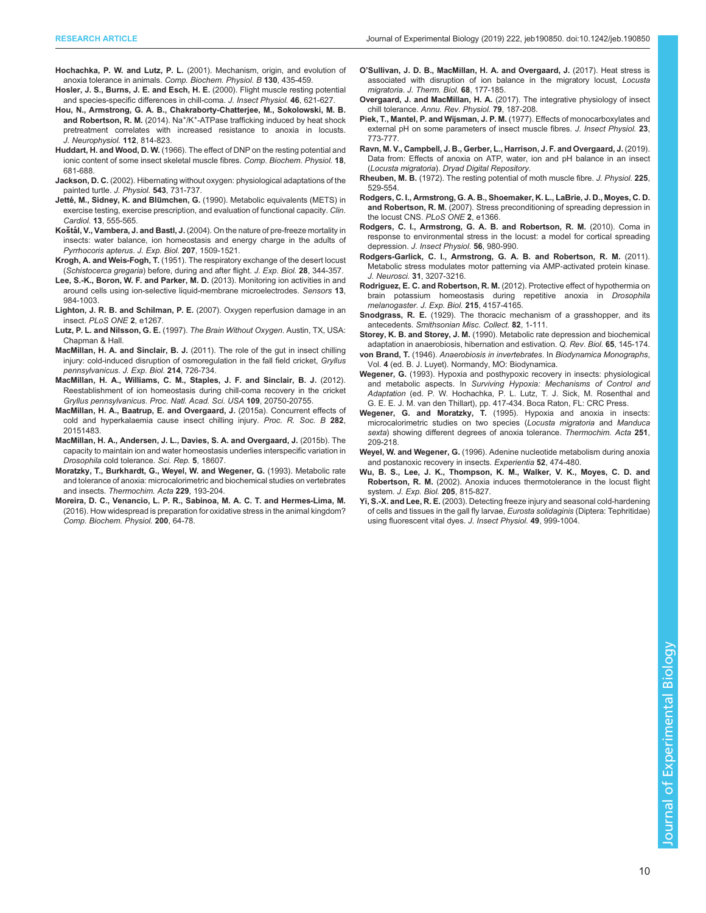**Hochachka, P. W. and Lutz, P. L.** (2001). Mechanism, origin, and evolution of anoxia tolerance in animals. *Comp. Biochem. Physiol. B* **130**, 435-459.

**Hosler, J. S., Burns, J. E. and Esch, H. E.** (2000). Flight muscle resting potential and species-specific differences in chill-coma. *J. Insect Physiol.* **46**, 621-627.

**Hou, N., Armstrong, G. A. B., Chakraborty-Chatterjee, M., Sokolowski, M. B. and Robertson, R. M.** (2014). $Na^+/K^+$-ATPase trafficking induced by heat shock pretreatment correlates with increased resistance to anoxia in locusts. *J. Neurophysiol.* **112**, 814-823.

**Huddart, H. and Wood, D. W.** (1966). The effect of DNP on the resting potential and ionic content of some insect skeletal muscle fibres. *Comp. Biochem. Physiol.* **18**, 681-688.

**Jackson, D. C.** (2002). Hibernating without oxygen: physiological adaptations of the painted turtle. *J. Physiol.* **543**, 731-737.

**Jetté, M., Sidney, K. and Blümchen, G.** (1990). Metabolic equivalents (METS) in exercise testing, exercise prescription, and evaluation of functional capacity. *Clin. Cardiol.* **13**, 555-565.

**Koštál, V., Vambera, J. and Bastl, J.** (2004). On the nature of pre-freeze mortality in insects: water balance, ion homeostasis and energy charge in the adults of *Pyrrhocoris apterus*. *J. Exp. Biol.* **207**, 1509-1521.

**Krogh, A. and Weis-Fogh, T.** (1951). The respiratory exchange of the desert locust (*Schistocerca gregaria*) before, during and after flight. *J. Exp. Biol.* **28**, 344-357.

**Lee, S.-K., Boron, W. F. and Parker, M. D.** (2013). Monitoring ion activities in and around cells using ion-selective liquid-membrane microelectrodes. *Sensors* **13**, 984-1003.

**Lighton, J. R. B. and Schilman, P. E.** (2007). Oxygen reperfusion damage in an insect. *PLoS ONE* **2**, e1267.

**Lutz, P. L. and Nilsson, G. E.** (1997). *The Brain Without Oxygen*. Austin, TX, USA: Chapman & Hall.

**MacMillan, H. A. and Sinclair, B. J.** (2011). The role of the gut in insect chilling injury: cold-induced disruption of osmoregulation in the fall field cricket, *Gryllus pennsylvanicus*. *J. Exp. Biol.* **214**, 726-734.

**MacMillan, H. A., Williams, C. M., Staples, J. F. and Sinclair, B. J.** (2012). Reestablishment of ion homeostasis during chill-coma recovery in the cricket *Gryllus pennsylvanicus*. *Proc. Natl. Acad. Sci. USA* **109**, 20750-20755.

**MacMillan, H. A., Baatrup, E. and Overgaard, J.** (2015a). Concurrent effects of cold and hyperkalaemia cause insect chilling injury. *Proc. R. Soc. B* **282**, 20151483.

**MacMillan, H. A., Andersen, J. L., Davies, S. A. and Overgaard, J.** (2015b). The capacity to maintain ion and water homeostasis underlies interspecific variation in *Drosophila* cold tolerance. *Sci. Rep.* **5**, 18607.

**Moratzky, T., Burkhardt, G., Weyel, W. and Wegener, G.** (1993). Metabolic rate and tolerance of anoxia: microcalorimetric and biochemical studies on vertebrates and insects. *Thermochim. Acta* **229**, 193-204.

**Moreira, D. C., Venancio, L. P. R., Sabinoa, M. A. C. T. and Hermes-Lima, M.** (2016). How widespread is preparation for oxidative stress in the animal kingdom? *Comp. Biochem. Physiol.* **200**, 64-78.

**O'Sullivan, J. D. B., MacMillan, H. A. and Overgaard, J.** (2017). Heat stress is associated with disruption of ion balance in the migratory locust, *Locusta migratoria*. *J. Therm. Biol.* **68**, 177-185.

**Overgaard, J. and MacMillan, H. A.** (2017). The integrative physiology of insect chill tolerance. *Annu. Rev. Physiol.* **79**, 187-208.

**Piek, T., Mantel, P. and Wijsman, J. P. M.** (1977). Effects of monocarboxylates and external pH on some parameters of insect muscle fibres. *J. Insect Physiol.* **23**, 773-777.

**Ravn, M. V., Campbell, J. B., Gerber, L., Harrison, J. F. and Overgaard, J.** (2019). Data from: Effects of anoxia on ATP, water, ion and pH balance in an insect (*Locusta migratoria*). *Dryad Digital Repository*.

**Rheuben, M. B.** (1972). The resting potential of moth muscle fibre. *J. Physiol.* **225**, 529-554.

**Rodgers, C. I., Armstrong, G. A. B., Shoemaker, K. L., LaBrie, J. D., Moyes, C. D. and Robertson, R. M.** (2007). Stress preconditioning of spreading depression in the locust CNS. *PLoS ONE* **2**, e1366.

**Rodgers, C. I., Armstrong, G. A. B. and Robertson, R. M.** (2010). Coma in response to environmental stress in the locust: a model for cortical spreading depression. *J. Insect Physiol.* **56**, 980-990.

**Rodgers-Garlick, C. I., Armstrong, G. A. B. and Robertson, R. M.** (2011). Metabolic stress modulates motor patterning via AMP-activated protein kinase. *J. Neurosci.* **31**, 3207-3216.

**Rodriguez, E. C. and Robertson, R. M.** (2012). Protective effect of hypothermia on brain potassium homeostasis during repetitive anoxia in *Drosophila melanogaster*. *J. Exp. Biol.* **215**, 4157-4165.

**Snodgrass, R. E.** (1929). The thoracic mechanism of a grasshopper, and its antecedents. *Smithsonian Misc. Collect.* **82**, 1-111.

**Storey, K. B. and Storey, J. M.** (1990). Metabolic rate depression and biochemical adaptation in anaerobiosis, hibernation and estivation. *Q. Rev. Biol.* **65**, 145-174.

**von Brand, T.** (1946). *Anaerobiosis in invertebrates*. In *Biodynamica Monographs*, Vol. **4** (ed. B. J. Luyet). Normandy, MO: Biodynamica.

**Wegener, G.** (1993). Hypoxia and posthypoxic recovery in insects: physiological and metabolic aspects. In *Surviving Hypoxia: Mechanisms of Control and Adaptation* (ed. P. W. Hochachka, P. L. Lutz, T. J. Sick, M. Rosenthal and G. E. E. J. M. van den Thillart), pp. 417-434. Boca Raton, FL: CRC Press.

**Wegener, G. and Moratzky, T.** (1995). Hypoxia and anoxia in insects: microcalorimetric studies on two species (*Locusta migratoria* and *Manduca sexta*) showing different degrees of anoxia tolerance. *Thermochim. Acta* **251**, 209-218.

**Weyel, W. and Wegener, G.** (1996). Adenine nucleotide metabolism during anoxia and postanoxic recovery in insects. *Experientia* **52**, 474-480.

**Wu, B. S., Lee, J. K., Thompson, K. M., Walker, V. K., Moyes, C. D. and Robertson, R. M.** (2002). Anoxia induces thermotolerance in the locust flight system. *J. Exp. Biol.* **205**, 815-827.

**Yi, S.-X. and Lee, R. E.** (2003). Detecting freeze injury and seasonal cold-hardening of cells and tissues in the gall fly larvae, *Eurosta solidaginis* (Diptera: Tephritidae) using fluorescent vital dyes. *J. Insect Physiol.* **49**, 999-1004.